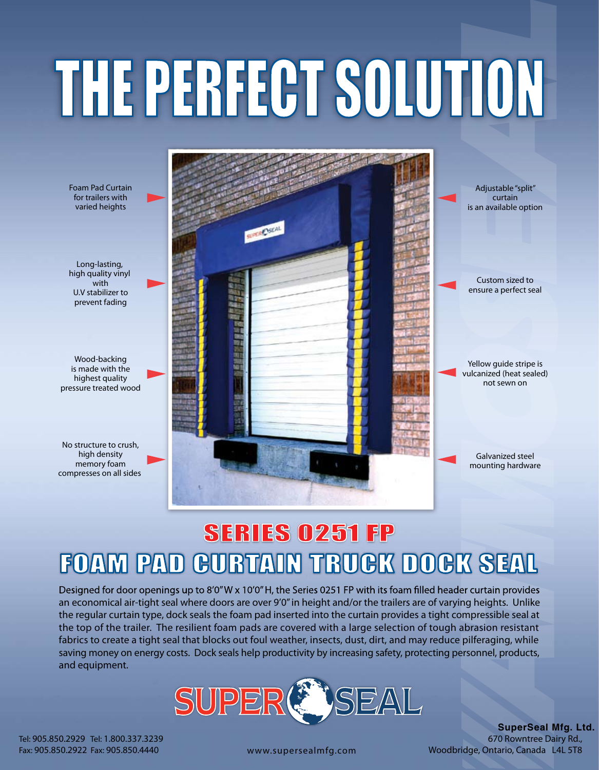# THE PERFECT SOLUTION

- Foam Pad Curtain for trailers with varied heights
- Long-lasting, high quality vinyl with U.V stabilizer to prevent fading
- Wood-backing is made with the highest quality pressure treated wood
- No structure to crush, high density memory foam compresses on all sides
- Adjustable "split" curtain is an available option
- Custom sized to ensure a perfect seal
- Yellow guide stripe is vulcanized (heat sealed) not sewn on
- Galvanized steel mounting hardware

## SERIES 0251 FP

## FOAM PAD CURTAIN TRUCK DOCK SEAL

Designed for door openings up to 8'0" W x 10'0" H, the Series 0251 FP with its foam filled header curtain provides an economical air-tight seal where doors are over 9'0" in height and/or the trailers are of varying heights. Unlike the regular curtain type, dock seals the foam pad inserted into the curtain provides a tight compressible seal at the top of the trailer. The resilient foam pads are covered with a large selection of tough abrasion resistant fabrics to create a tight seal that blocks out foul weather, insects, dust, dirt, and may reduce pilferaging, while saving money on energy costs. Dock seals help productivity by increasing safety, protecting personnel, products, and equipment.

SUPER SEAL

Tel: 905.850.2929 Tel: 1.800.337.3239
Fax: 905.850.2922 Fax: 905.850.4440

www.supersealmfg.com

**SuperSeal Mfg. Ltd.**
670 Rowntree Dairy Rd.,
Woodbridge, Ontario, Canada L4L 5T8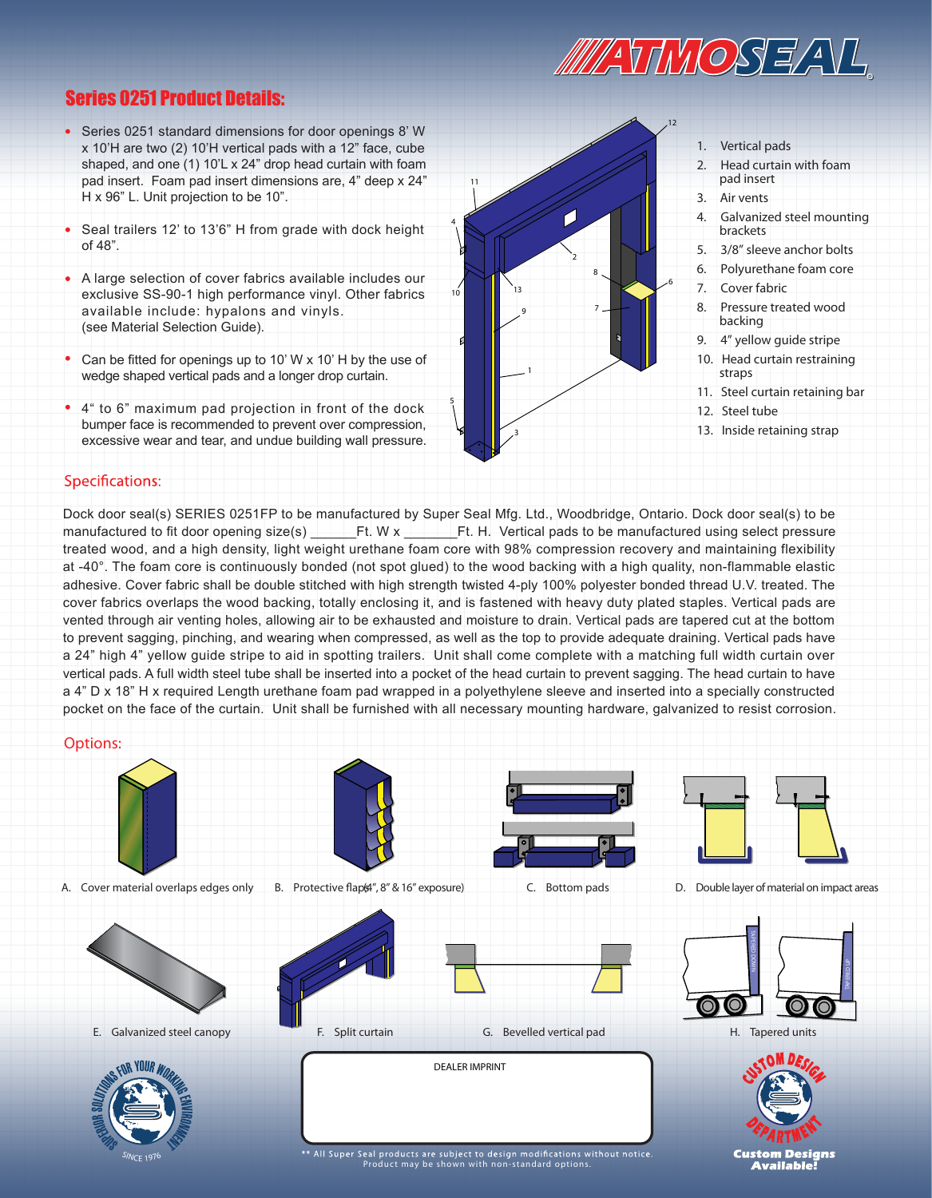ATMOSEAL®

## Series 0251 Product Details:

- Series 0251 standard dimensions for door openings 8' W x 10'H are two (2) 10'H vertical pads with a 12" face, cube shaped, and one (1) 10'L x 24" drop head curtain with foam pad insert. Foam pad insert dimensions are, 4" deep x 24" H x 96" L. Unit projection to be 10".
- Seal trailers 12' to 13'6" H from grade with dock height of 48".
- A large selection of cover fabrics available includes our exclusive SS-90-1 high performance vinyl. Other fabrics available include: hypalons and vinyls. (see Material Selection Guide).
- Can be fitted for openings up to 10' W x 10' H by the use of wedge shaped vertical pads and a longer drop curtain.
- 4" to 6" maximum pad projection in front of the dock bumper face is recommended to prevent over compression, excessive wear and tear, and undue building wall pressure.

1. Vertical pads
2. Head curtain with foam pad insert
3. Air vents
4. Galvanized steel mounting brackets
5. 3/8" sleeve anchor bolts
6. Polyurethane foam core
7. Cover fabric
8. Pressure treated wood backing
9. 4" yellow guide stripe
10. Head curtain restraining straps
11. Steel curtain retaining bar
12. Steel tube
13. Inside retaining strap

## Specifications:

Dock door seal(s) SERIES 0251FP to be manufactured by Super Seal Mfg. Ltd., Woodbridge, Ontario. Dock door seal(s) to be manufactured to fit door opening size(s) ______Ft. W x _______Ft. H. Vertical pads to be manufactured using select pressure treated wood, and a high density, light weight urethane foam core with 98% compression recovery and maintaining flexibility at -40°. The foam core is continuously bonded (not spot glued) to the wood backing with a high quality, non-flammable elastic adhesive. Cover fabric shall be double stitched with high strength twisted 4-ply 100% polyester bonded thread U.V. treated. The cover fabrics overlaps the wood backing, totally enclosing it, and is fastened with heavy duty plated staples. Vertical pads are vented through air venting holes, allowing air to be exhausted and moisture to drain. Vertical pads are tapered cut at the bottom to prevent sagging, pinching, and wearing when compressed, as well as the top to provide adequate draining. Vertical pads have a 24" high 4" yellow guide stripe to aid in spotting trailers. Unit shall come complete with a matching full width curtain over vertical pads. A full width steel tube shall be inserted into a pocket of the head curtain to prevent sagging. The head curtain to have a 4" D x 18" H x required Length urethane foam pad wrapped in a polyethylene sleeve and inserted into a specially constructed pocket on the face of the curtain. Unit shall be furnished with all necessary mounting hardware, galvanized to resist corrosion.

## Options:

A. Cover material overlaps edges only

B. Protective flaps (4", 8" & 16" exposure)

C. Bottom pads

D. Double layer of material on impact areas

E. Galvanized steel canopy

F. Split curtain

G. Bevelled vertical pad

H. Tapered units

SUPERIOR SOLUTIONS FOR YOUR WORKING ENVIRONMENT — SINCE 1976

DEALER IMPRINT

** All Super Seal products are subject to design modifications without notice. Product may be shown with non-standard options.

CUSTOM DESIGN DEPARTMENT

Custom Designs Available!